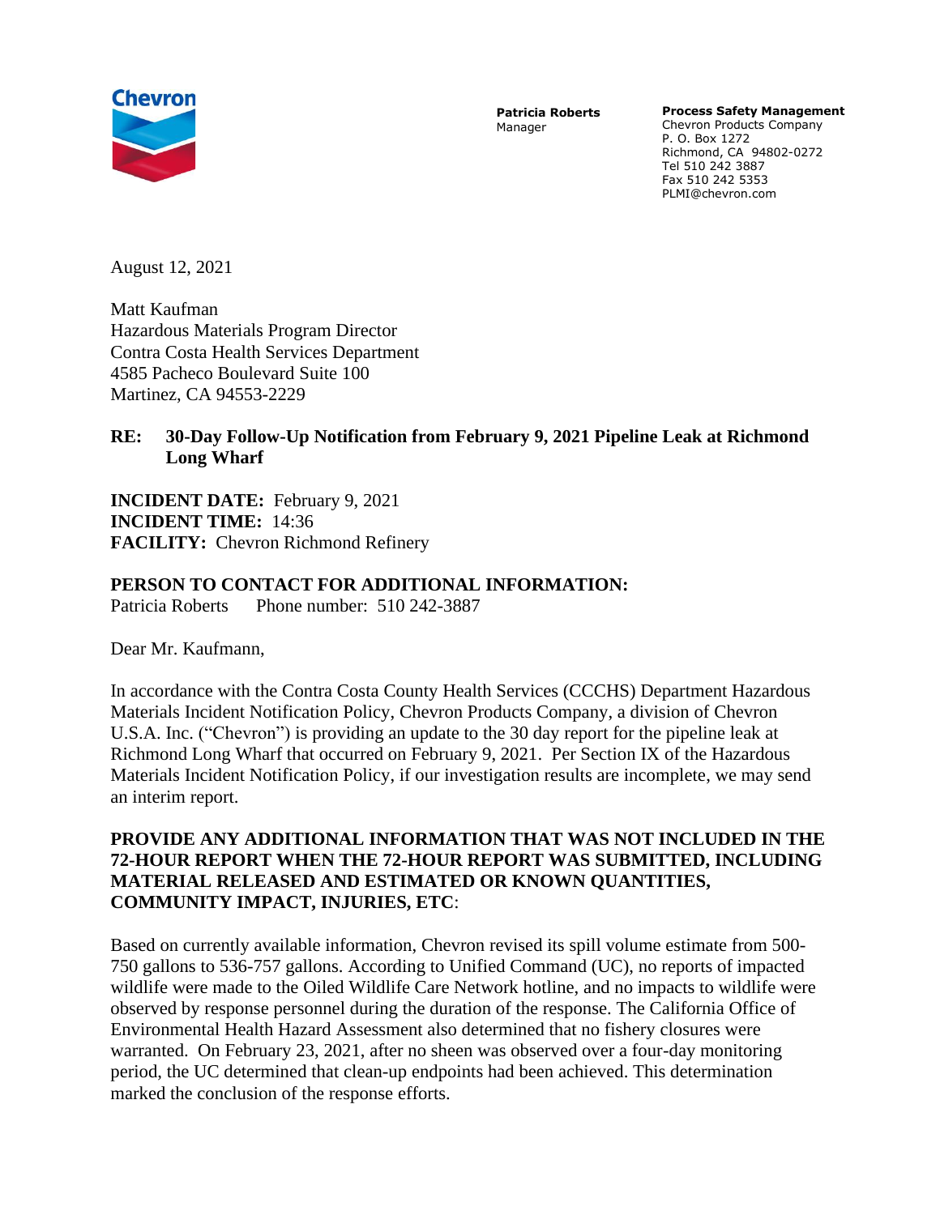Chevron

**Patricia Roberts**
Manager

**Process Safety Management**
Chevron Products Company
P. O. Box 1272
Richmond, CA 94802-0272
Tel 510 242 3887
Fax 510 242 5353
PLMI@chevron.com

August 12, 2021

Matt Kaufman
Hazardous Materials Program Director
Contra Costa Health Services Department
4585 Pacheco Boulevard Suite 100
Martinez, CA 94553-2229

**RE: 30-Day Follow-Up Notification from February 9, 2021 Pipeline Leak at Richmond Long Wharf**

**INCIDENT DATE:** February 9, 2021
**INCIDENT TIME:** 14:36
**FACILITY:** Chevron Richmond Refinery

**PERSON TO CONTACT FOR ADDITIONAL INFORMATION:**
Patricia Roberts Phone number: 510 242-3887

Dear Mr. Kaufmann,

In accordance with the Contra Costa County Health Services (CCCHS) Department Hazardous Materials Incident Notification Policy, Chevron Products Company, a division of Chevron U.S.A. Inc. ("Chevron") is providing an update to the 30 day report for the pipeline leak at Richmond Long Wharf that occurred on February 9, 2021. Per Section IX of the Hazardous Materials Incident Notification Policy, if our investigation results are incomplete, we may send an interim report.

**PROVIDE ANY ADDITIONAL INFORMATION THAT WAS NOT INCLUDED IN THE 72-HOUR REPORT WHEN THE 72-HOUR REPORT WAS SUBMITTED, INCLUDING MATERIAL RELEASED AND ESTIMATED OR KNOWN QUANTITIES, COMMUNITY IMPACT, INJURIES, ETC**:

Based on currently available information, Chevron revised its spill volume estimate from 500-750 gallons to 536-757 gallons. According to Unified Command (UC), no reports of impacted wildlife were made to the Oiled Wildlife Care Network hotline, and no impacts to wildlife were observed by response personnel during the duration of the response. The California Office of Environmental Health Hazard Assessment also determined that no fishery closures were warranted. On February 23, 2021, after no sheen was observed over a four-day monitoring period, the UC determined that clean-up endpoints had been achieved. This determination marked the conclusion of the response efforts.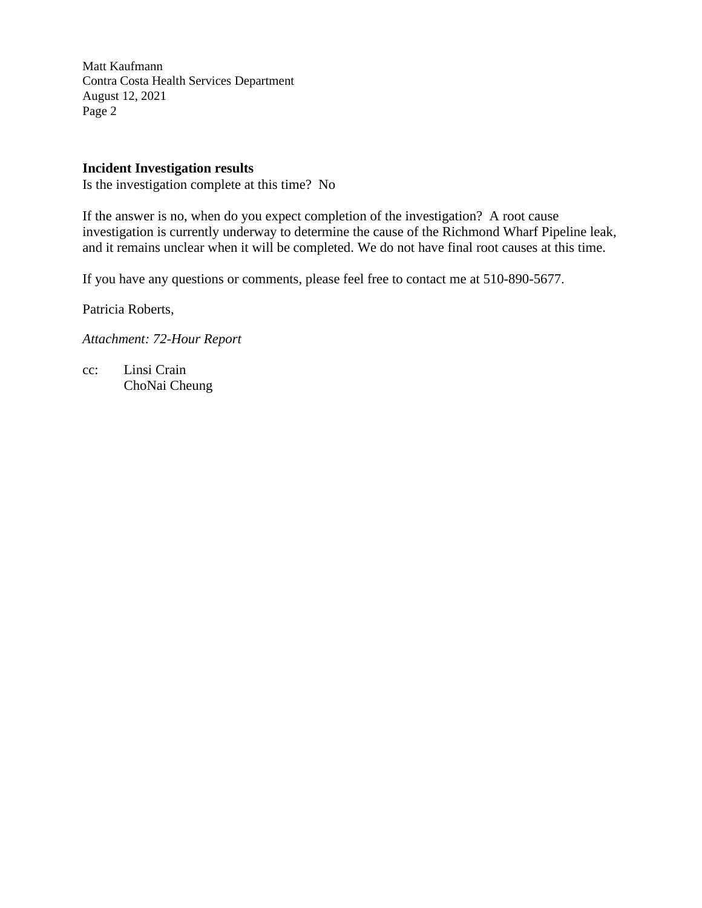**Incident Investigation results**

Is the investigation complete at this time? No

If the answer is no, when do you expect completion of the investigation? A root cause investigation is currently underway to determine the cause of the Richmond Wharf Pipeline leak, and it remains unclear when it will be completed. We do not have final root causes at this time.

If you have any questions or comments, please feel free to contact me at 510-890-5677.

Patricia Roberts,

*Attachment: 72-Hour Report*

cc: Linsi Crain
ChoNai Cheung